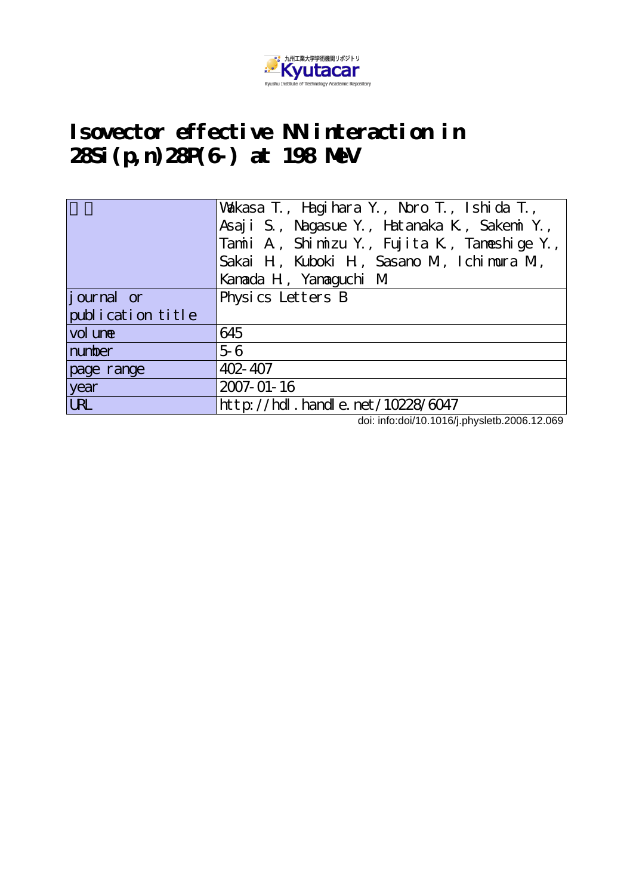九州工業大学学術機関リポジトリ
Kyutacar
Kyushu Institute of Technology Academic Repository

# Isovector effective NN interaction in 28Si(p,n)28P(6-) at 198 MeV

| 著者 | Wakasa T., Hagihara Y., Noro T., Ishida T., Asaji S., Nagasue Y., Hatanaka K., Sakemi Y., Tamii A., Shimizu Y., Fujita K., Tameshige Y., Sakai H., Kuboki H., Sasano M., Ichimura M., Kamada H., Yamaguchi M. |
|---|---|
| journal or publication title | Physics Letters B |
| volume | 645 |
| number | 5-6 |
| page range | 402-407 |
| year | 2007-01-16 |
| URL | http://hdl.handle.net/10228/6047 |

doi: info:doi/10.1016/j.physletb.2006.12.069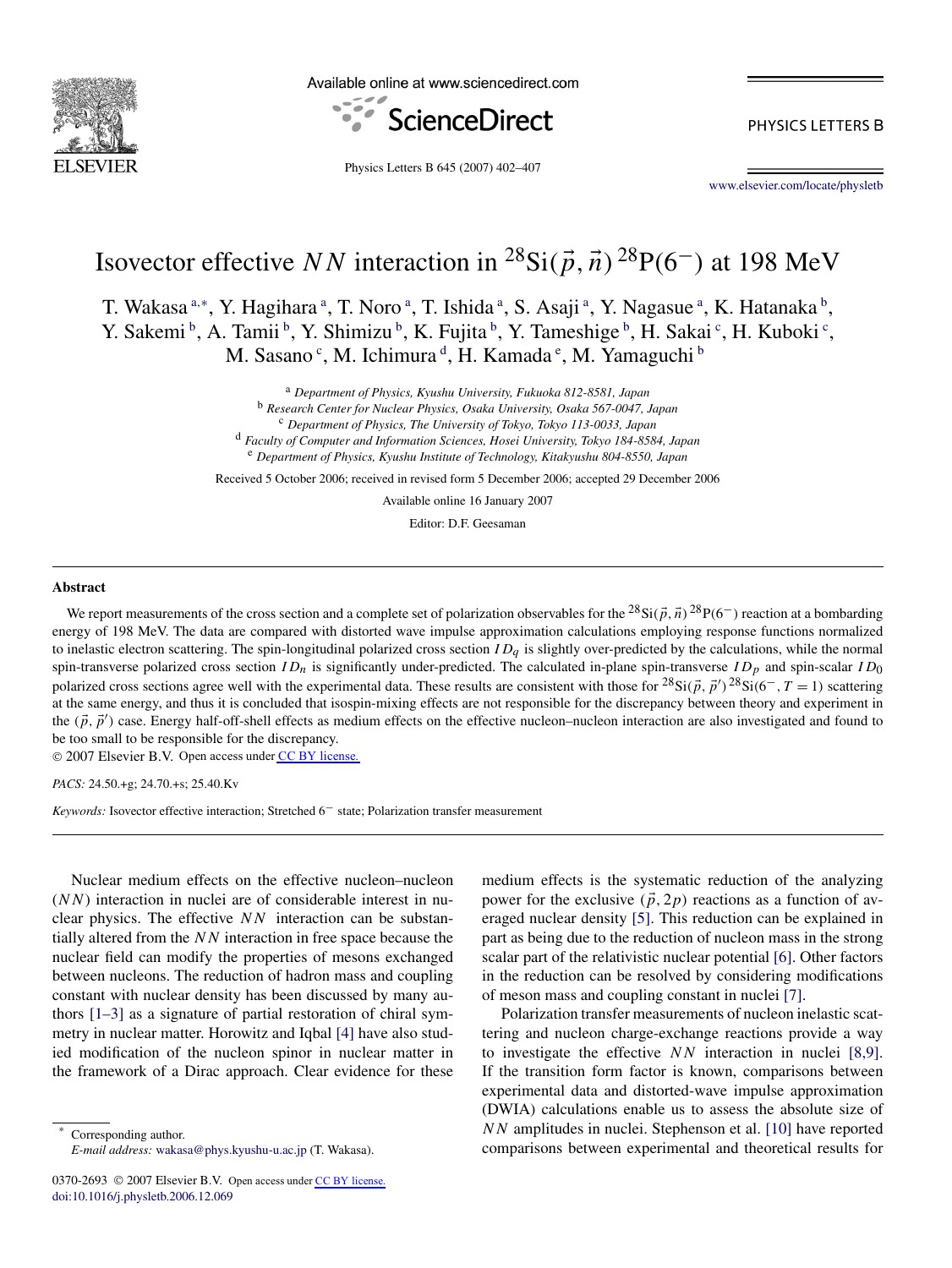# Isovector effective $NN$ interaction in $^{28}$Si$(\vec{p},\vec{n})^{28}$P$(6^-)$ at 198 MeV

T. Wakasa [a,*], Y. Hagihara [a], T. Noro [a], T. Ishida [a], S. Asaji [a], Y. Nagasue [a], K. Hatanaka [b], Y. Sakemi [b], A. Tamii [b], Y. Shimizu [b], K. Fujita [b], Y. Tameshige [b], H. Sakai [c], H. Kuboki [c], M. Sasano [c], M. Ichimura [d], H. Kamada [e], M. Yamaguchi [b]

[a] *Department of Physics, Kyushu University, Fukuoka 812-8581, Japan*
[b] *Research Center for Nuclear Physics, Osaka University, Osaka 567-0047, Japan*
[c] *Department of Physics, The University of Tokyo, Tokyo 113-0033, Japan*
[d] *Faculty of Computer and Information Sciences, Hosei University, Tokyo 184-8584, Japan*
[e] *Department of Physics, Kyushu Institute of Technology, Kitakyushu 804-8550, Japan*

Received 5 October 2006; received in revised form 5 December 2006; accepted 29 December 2006

Available online 16 January 2007

Editor: D.F. Geesaman

## Abstract

We report measurements of the cross section and a complete set of polarization observables for the $^{28}$Si$(\vec{p},\vec{n})^{28}$P$(6^-)$ reaction at a bombarding energy of 198 MeV. The data are compared with distorted wave impulse approximation calculations employing response functions normalized to inelastic electron scattering. The spin-longitudinal polarized cross section $ID_q$ is slightly over-predicted by the calculations, while the normal spin-transverse polarized cross section $ID_n$ is significantly under-predicted. The calculated in-plane spin-transverse $ID_p$ and spin-scalar $ID_0$ polarized cross sections agree well with the experimental data. These results are consistent with those for $^{28}$Si$(\vec{p},\vec{p}')^{28}$Si$(6^-, T=1)$ scattering at the same energy, and thus it is concluded that isospin-mixing effects are not responsible for the discrepancy between theory and experiment in the $(\vec{p},\vec{p}')$ case. Energy half-off-shell effects as medium effects on the effective nucleon–nucleon interaction are also investigated and found to be too small to be responsible for the discrepancy.

© 2007 Elsevier B.V. Open access under CC BY license.

*PACS:* 24.50.+g; 24.70.+s; 25.40.Kv

*Keywords:* Isovector effective interaction; Stretched $6^-$ state; Polarization transfer measurement

Nuclear medium effects on the effective nucleon–nucleon ($NN$) interaction in nuclei are of considerable interest in nuclear physics. The effective $NN$ interaction can be substantially altered from the $NN$ interaction in free space because the nuclear field can modify the properties of mesons exchanged between nucleons. The reduction of hadron mass and coupling constant with nuclear density has been discussed by many authors [1–3] as a signature of partial restoration of chiral symmetry in nuclear matter. Horowitz and Iqbal [4] have also studied modification of the nucleon spinor in nuclear matter in the framework of a Dirac approach. Clear evidence for these medium effects is the systematic reduction of the analyzing power for the exclusive $(\vec{p},2p)$ reactions as a function of averaged nuclear density [5]. This reduction can be explained in part as being due to the reduction of nucleon mass in the strong scalar part of the relativistic nuclear potential [6]. Other factors in the reduction can be resolved by considering modifications of meson mass and coupling constant in nuclei [7].

Polarization transfer measurements of nucleon inelastic scattering and nucleon charge-exchange reactions provide a way to investigate the effective $NN$ interaction in nuclei [8,9]. If the transition form factor is known, comparisons between experimental data and distorted-wave impulse approximation (DWIA) calculations enable us to assess the absolute size of $NN$ amplitudes in nuclei. Stephenson et al. [10] have reported comparisons between experimental and theoretical results for

* Corresponding author.
*E-mail address:* wakasa@phys.kyushu-u.ac.jp (T. Wakasa).

0370-2693 © 2007 Elsevier B.V. Open access under CC BY license.
doi:10.1016/j.physletb.2006.12.069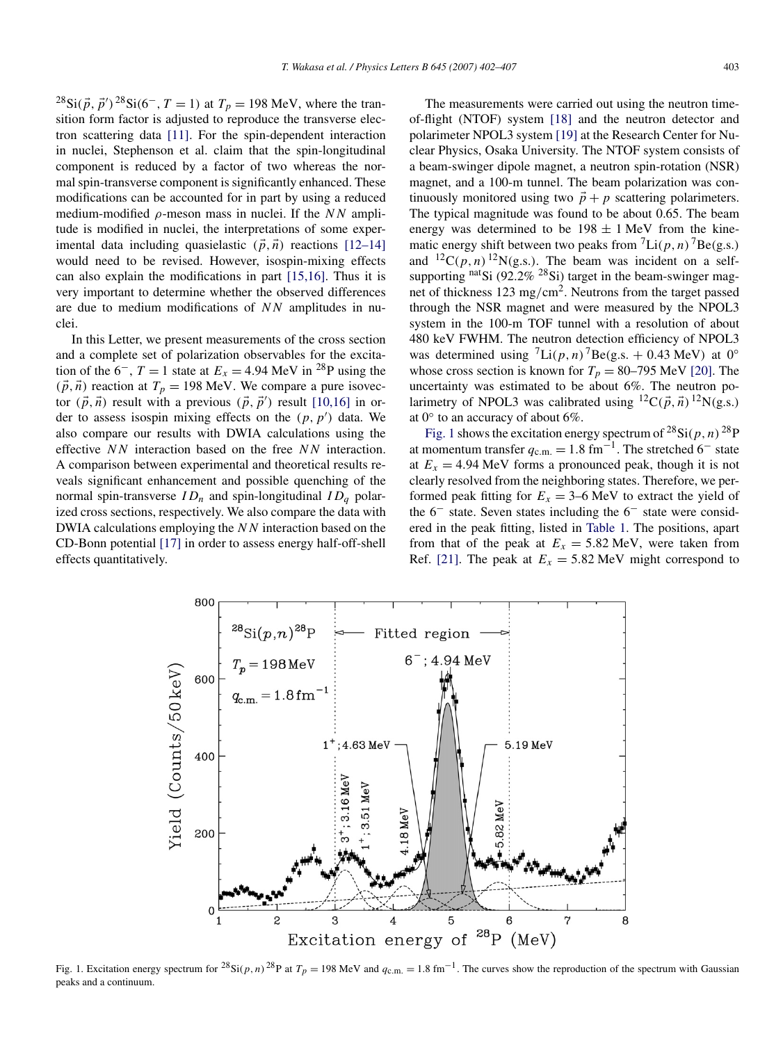$^{28}$Si$(\vec{p}, \vec{p}')^{28}$Si$(6^-, T = 1)$ at $T_p = 198$ MeV, where the transition form factor is adjusted to reproduce the transverse electron scattering data [11]. For the spin-dependent interaction in nuclei, Stephenson et al. claim that the spin-longitudinal component is reduced by a factor of two whereas the normal spin-transverse component is significantly enhanced. These modifications can be accounted for in part by using a reduced medium-modified $\rho$-meson mass in nuclei. If the $NN$ amplitude is modified in nuclei, the interpretations of some experimental data including quasielastic $(\vec{p}, \vec{n})$ reactions [12–14] would need to be revised. However, isospin-mixing effects can also explain the modifications in part [15,16]. Thus it is very important to determine whether the observed differences are due to medium modifications of $NN$ amplitudes in nuclei.

In this Letter, we present measurements of the cross section and a complete set of polarization observables for the excitation of the $6^-$, $T = 1$ state at $E_x = 4.94$ MeV in $^{28}$P using the $(\vec{p}, \vec{n})$ reaction at $T_p = 198$ MeV. We compare a pure isovector $(\vec{p}, \vec{n})$ result with a previous $(\vec{p}, \vec{p}')$ result [10,16] in order to assess isospin mixing effects on the $(p, p')$ data. We also compare our results with DWIA calculations using the effective $NN$ interaction based on the free $NN$ interaction. A comparison between experimental and theoretical results reveals significant enhancement and possible quenching of the normal spin-transverse $ID_n$ and spin-longitudinal $ID_q$ polarized cross sections, respectively. We also compare the data with DWIA calculations employing the $NN$ interaction based on the CD-Bonn potential [17] in order to assess energy half-off-shell effects quantitatively.

The measurements were carried out using the neutron time-of-flight (NTOF) system [18] and the neutron detector and polarimeter NPOL3 system [19] at the Research Center for Nuclear Physics, Osaka University. The NTOF system consists of a beam-swinger dipole magnet, a neutron spin-rotation (NSR) magnet, and a 100-m tunnel. The beam polarization was continuously monitored using two $\vec{p} + p$ scattering polarimeters. The typical magnitude was found to be about 0.65. The beam energy was determined to be $198 \pm 1$ MeV from the kinematic energy shift between two peaks from $^7$Li$(p, n)^7$Be(g.s.) and $^{12}$C$(p, n)^{12}$N(g.s.). The beam was incident on a self-supporting $^{\text{nat}}$Si (92.2% $^{28}$Si) target in the beam-swinger magnet of thickness 123 mg/cm$^2$. Neutrons from the target passed through the NSR magnet and were measured by the NPOL3 system in the 100-m TOF tunnel with a resolution of about 480 keV FWHM. The neutron detection efficiency of NPOL3 was determined using $^7$Li$(p, n)^7$Be(g.s. + 0.43 MeV) at 0° whose cross section is known for $T_p = 80$–795 MeV [20]. The uncertainty was estimated to be about 6%. The neutron polarimetry of NPOL3 was calibrated using $^{12}$C$(\vec{p}, \vec{n})^{12}$N(g.s.) at 0° to an accuracy of about 6%.

Fig. 1 shows the excitation energy spectrum of $^{28}$Si$(p, n)^{28}$P at momentum transfer $q_{\text{c.m.}} = 1.8$ fm$^{-1}$. The stretched $6^-$ state at $E_x = 4.94$ MeV forms a pronounced peak, though it is not clearly resolved from the neighboring states. Therefore, we performed peak fitting for $E_x = 3$–6 MeV to extract the yield of the $6^-$ state. Seven states including the $6^-$ state were considered in the peak fitting, listed in Table 1. The positions, apart from that of the peak at $E_x = 5.82$ MeV, were taken from Ref. [21]. The peak at $E_x = 5.82$ MeV might correspond to

Fig. 1. Excitation energy spectrum for $^{28}$Si$(p, n)^{28}$P at $T_p = 198$ MeV and $q_{\text{c.m.}} = 1.8$ fm$^{-1}$. The curves show the reproduction of the spectrum with Gaussian peaks and a continuum.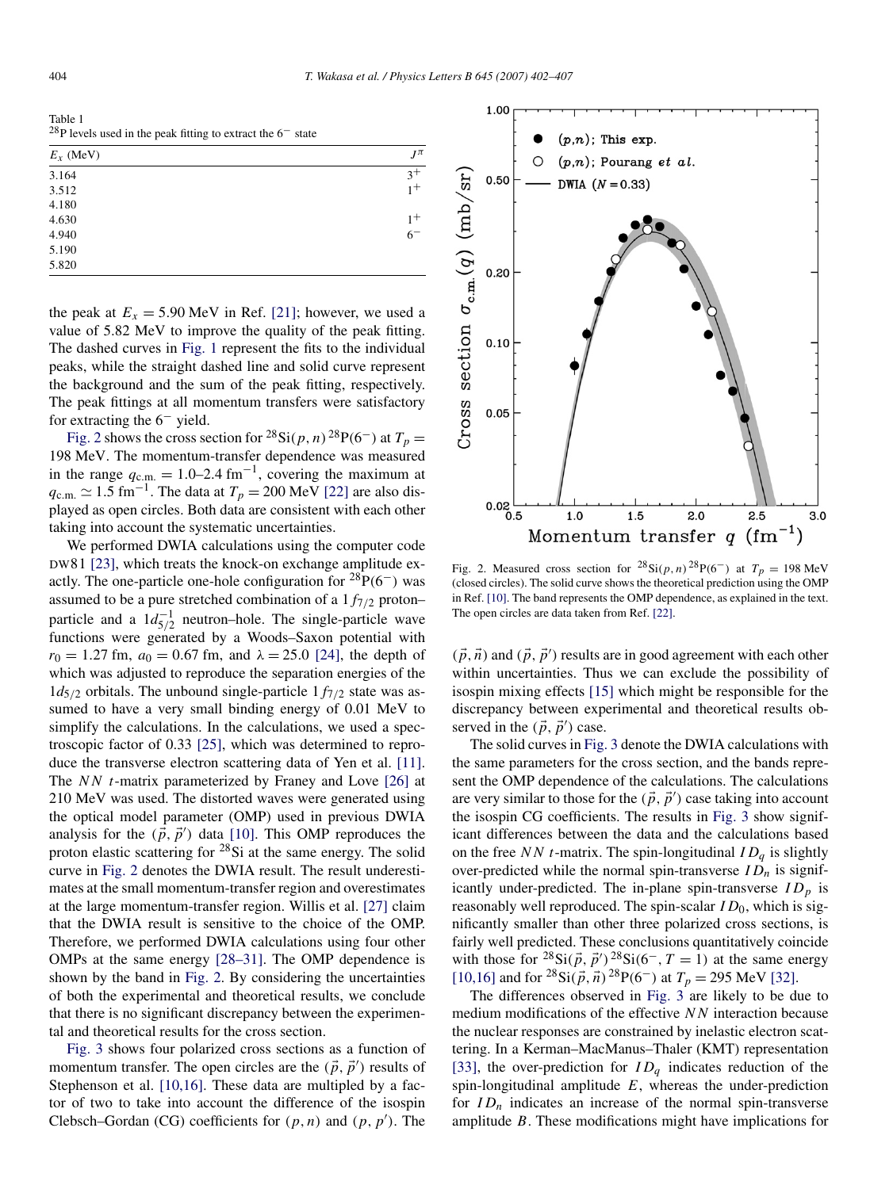Table 1
$^{28}$P levels used in the peak fitting to extract the $6^-$ state

| $E_x$ (MeV) | $J^\pi$ |
|---|---|
| 3.164 | $3^+$ |
| 3.512 | $1^+$ |
| 4.180 | |
| 4.630 | $1^+$ |
| 4.940 | $6^-$ |
| 5.190 | |
| 5.820 | |

the peak at $E_x = 5.90$ MeV in Ref. [21]; however, we used a value of 5.82 MeV to improve the quality of the peak fitting. The dashed curves in Fig. 1 represent the fits to the individual peaks, while the straight dashed line and solid curve represent the background and the sum of the peak fitting, respectively. The peak fittings at all momentum transfers were satisfactory for extracting the $6^-$ yield.

Fig. 2 shows the cross section for $^{28}\text{Si}(p,n)^{28}\text{P}(6^-)$ at $T_p = 198$ MeV. The momentum-transfer dependence was measured in the range $q_{\text{c.m.}} = 1.0$–$2.4\ \text{fm}^{-1}$, covering the maximum at $q_{\text{c.m.}} \simeq 1.5\ \text{fm}^{-1}$. The data at $T_p = 200$ MeV [22] are also displayed as open circles. Both data are consistent with each other taking into account the systematic uncertainties.

We performed DWIA calculations using the computer code DW81 [23], which treats the knock-on exchange amplitude exactly. The one-particle one-hole configuration for $^{28}\text{P}(6^-)$ was assumed to be a pure stretched combination of a $1f_{7/2}$ proton–particle and a $1d_{5/2}^{-1}$ neutron–hole. The single-particle wave functions were generated by a Woods–Saxon potential with $r_0 = 1.27$ fm, $a_0 = 0.67$ fm, and $\lambda = 25.0$ [24], the depth of which was adjusted to reproduce the separation energies of the $1d_{5/2}$ orbitals. The unbound single-particle $1f_{7/2}$ state was assumed to have a very small binding energy of 0.01 MeV to simplify the calculations. In the calculations, we used a spectroscopic factor of 0.33 [25], which was determined to reproduce the transverse electron scattering data of Yen et al. [11]. The $NN$ $t$-matrix parameterized by Franey and Love [26] at 210 MeV was used. The distorted waves were generated using the optical model parameter (OMP) used in previous DWIA analysis for the $(\vec{p},\vec{p}')$ data [10]. This OMP reproduces the proton elastic scattering for $^{28}$Si at the same energy. The solid curve in Fig. 2 denotes the DWIA result. The result underestimates at the small momentum-transfer region and overestimates at the large momentum-transfer region. Willis et al. [27] claim that the DWIA result is sensitive to the choice of the OMP. Therefore, we performed DWIA calculations using four other OMPs at the same energy [28–31]. The OMP dependence is shown by the band in Fig. 2. By considering the uncertainties of both the experimental and theoretical results, we conclude that there is no significant discrepancy between the experimental and theoretical results for the cross section.

Fig. 3 shows four polarized cross sections as a function of momentum transfer. The open circles are the $(\vec{p},\vec{p}')$ results of Stephenson et al. [10,16]. These data are multipled by a factor of two to take into account the difference of the isospin Clebsch–Gordan (CG) coefficients for $(p,n)$ and $(p,p')$. The

Fig. 2. Measured cross section for $^{28}\text{Si}(p,n)^{28}\text{P}(6^-)$ at $T_p = 198$ MeV (closed circles). The solid curve shows the theoretical prediction using the OMP in Ref. [10]. The band represents the OMP dependence, as explained in the text. The open circles are data taken from Ref. [22].

$(\vec{p},\vec{n})$ and $(\vec{p},\vec{p}')$ results are in good agreement with each other within uncertainties. Thus we can exclude the possibility of isospin mixing effects [15] which might be responsible for the discrepancy between experimental and theoretical results observed in the $(\vec{p},\vec{p}')$ case.

The solid curves in Fig. 3 denote the DWIA calculations with the same parameters for the cross section, and the bands represent the OMP dependence of the calculations. The calculations are very similar to those for the $(\vec{p},\vec{p}')$ case taking into account the isospin CG coefficients. The results in Fig. 3 show significant differences between the data and the calculations based on the free $NN$ $t$-matrix. The spin-longitudinal $ID_q$ is slightly over-predicted while the normal spin-transverse $ID_n$ is significantly under-predicted. The in-plane spin-transverse $ID_p$ is reasonably well reproduced. The spin-scalar $ID_0$, which is significantly smaller than other three polarized cross sections, is fairly well predicted. These conclusions quantitatively coincide with those for $^{28}\text{Si}(\vec{p},\vec{p}')^{28}\text{Si}(6^-, T=1)$ at the same energy [10,16] and for $^{28}\text{Si}(\vec{p},\vec{n})^{28}\text{P}(6^-)$ at $T_p = 295$ MeV [32].

The differences observed in Fig. 3 are likely to be due to medium modifications of the effective $NN$ interaction because the nuclear responses are constrained by inelastic electron scattering. In a Kerman–MacManus–Thaler (KMT) representation [33], the over-prediction for $ID_q$ indicates reduction of the spin-longitudinal amplitude $E$, whereas the under-prediction for $ID_n$ indicates an increase of the normal spin-transverse amplitude $B$. These modifications might have implications for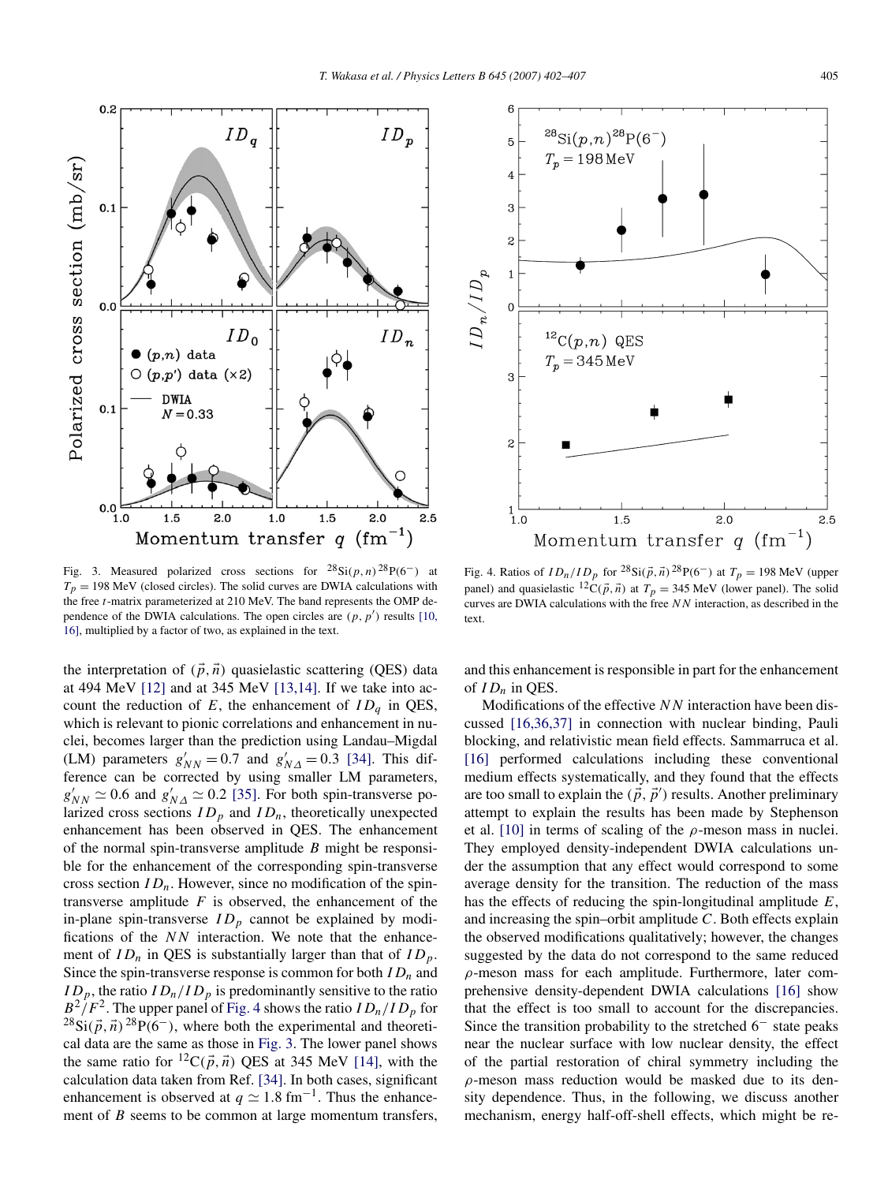Fig. 3. Measured polarized cross sections for $^{28}$Si$(p,n)^{28}$P$(6^-)$ at $T_p = 198$ MeV (closed circles). The solid curves are DWIA calculations with the free $t$-matrix parameterized at 210 MeV. The band represents the OMP dependence of the DWIA calculations. The open circles are $(p,p')$ results [10,16], multiplied by a factor of two, as explained in the text.

Fig. 4. Ratios of $ID_n/ID_p$ for $^{28}$Si$(\vec{p},\vec{n})^{28}$P$(6^-)$ at $T_p = 198$ MeV (upper panel) and quasielastic $^{12}$C$(\vec{p},\vec{n})$ at $T_p = 345$ MeV (lower panel). The solid curves are DWIA calculations with the free $NN$ interaction, as described in the text.

the interpretation of $(\vec{p},\vec{n})$ quasielastic scattering (QES) data at 494 MeV [12] and at 345 MeV [13,14]. If we take into account the reduction of $E$, the enhancement of $ID_q$ in QES, which is relevant to pionic correlations and enhancement in nuclei, becomes larger than the prediction using Landau–Migdal (LM) parameters $g'_{NN} = 0.7$ and $g'_{N\Delta} = 0.3$ [34]. This difference can be corrected by using smaller LM parameters, $g'_{NN} \simeq 0.6$ and $g'_{N\Delta} \simeq 0.2$ [35]. For both spin-transverse polarized cross sections $ID_p$ and $ID_n$, theoretically unexpected enhancement has been observed in QES. The enhancement of the normal spin-transverse amplitude $B$ might be responsible for the enhancement of the corresponding spin-transverse cross section $ID_n$. However, since no modification of the spin-transverse amplitude $F$ is observed, the enhancement of the in-plane spin-transverse $ID_p$ cannot be explained by modifications of the $NN$ interaction. We note that the enhancement of $ID_n$ in QES is substantially larger than that of $ID_p$. Since the spin-transverse response is common for both $ID_n$ and $ID_p$, the ratio $ID_n/ID_p$ is predominantly sensitive to the ratio $B^2/F^2$. The upper panel of Fig. 4 shows the ratio $ID_n/ID_p$ for $^{28}$Si$(\vec{p},\vec{n})^{28}$P$(6^-)$, where both the experimental and theoretical data are the same as those in Fig. 3. The lower panel shows the same ratio for $^{12}$C$(\vec{p},\vec{n})$ QES at 345 MeV [14], with the calculation data taken from Ref. [34]. In both cases, significant enhancement is observed at $q \simeq 1.8$ fm$^{-1}$. Thus the enhancement of $B$ seems to be common at large momentum transfers, and this enhancement is responsible in part for the enhancement of $ID_n$ in QES.

Modifications of the effective $NN$ interaction have been discussed [16,36,37] in connection with nuclear binding, Pauli blocking, and relativistic mean field effects. Sammarruca et al. [16] performed calculations including these conventional medium effects systematically, and they found that the effects are too small to explain the $(\vec{p},\vec{p}')$ results. Another preliminary attempt to explain the results has been made by Stephenson et al. [10] in terms of scaling of the $\rho$-meson mass in nuclei. They employed density-independent DWIA calculations under the assumption that any effect would correspond to some average density for the transition. The reduction of the mass has the effects of reducing the spin-longitudinal amplitude $E$, and increasing the spin–orbit amplitude $C$. Both effects explain the observed modifications qualitatively; however, the changes suggested by the data do not correspond to the same reduced $\rho$-meson mass for each amplitude. Furthermore, later comprehensive density-dependent DWIA calculations [16] show that the effect is too small to account for the discrepancies. Since the transition probability to the stretched $6^-$ state peaks near the nuclear surface with low nuclear density, the effect of the partial restoration of chiral symmetry including the $\rho$-meson mass reduction would be masked due to its density dependence. Thus, in the following, we discuss another mechanism, energy half-off-shell effects, which might be re-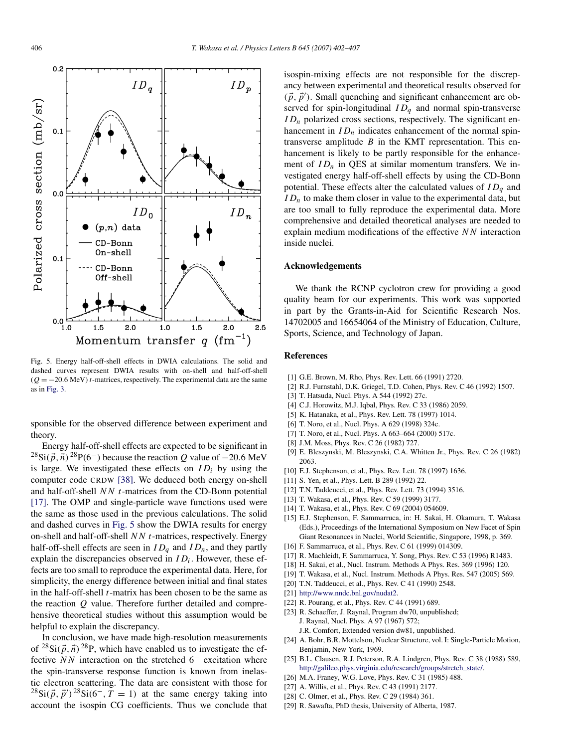Fig. 5. Energy half-off-shell effects in DWIA calculations. The solid and dashed curves represent DWIA results with on-shell and half-off-shell ($Q = -20.6$ MeV) $t$-matrices, respectively. The experimental data are the same as in Fig. 3.

sponsible for the observed difference between experiment and theory.

Energy half-off-shell effects are expected to be significant in $^{28}\mathrm{Si}(\vec{p},\vec{n})^{28}\mathrm{P}(6^-)$ because the reaction $Q$ value of $-20.6$ MeV is large. We investigated these effects on $ID_i$ by using the computer code CRDW [38]. We deduced both energy on-shell and half-off-shell $NN$ $t$-matrices from the CD-Bonn potential [17]. The OMP and single-particle wave functions used were the same as those used in the previous calculations. The solid and dashed curves in Fig. 5 show the DWIA results for energy on-shell and half-off-shell $NN$ $t$-matrices, respectively. Energy half-off-shell effects are seen in $ID_q$ and $ID_n$, and they partly explain the discrepancies observed in $ID_i$. However, these effects are too small to reproduce the experimental data. Here, for simplicity, the energy difference between initial and final states in the half-off-shell $t$-matrix has been chosen to be the same as the reaction $Q$ value. Therefore further detailed and comprehensive theoretical studies without this assumption would be helpful to explain the discrepancy.

In conclusion, we have made high-resolution measurements of $^{28}\mathrm{Si}(\vec{p},\vec{n})^{28}\mathrm{P}$, which have enabled us to investigate the effective $NN$ interaction on the stretched $6^-$ excitation where the spin-transverse response function is known from inelastic electron scattering. The data are consistent with those for $^{28}\mathrm{Si}(\vec{p},\vec{p}')^{28}\mathrm{Si}(6^-, T = 1)$ at the same energy taking into account the isospin CG coefficients. Thus we conclude that isospin-mixing effects are not responsible for the discrepancy between experimental and theoretical results observed for $(\vec{p},\vec{p}')$. Small quenching and significant enhancement are observed for spin-longitudinal $ID_q$ and normal spin-transverse $ID_n$ polarized cross sections, respectively. The significant enhancement in $ID_n$ indicates enhancement of the normal spin-transverse amplitude $B$ in the KMT representation. This enhancement is likely to be partly responsible for the enhancement of $ID_n$ in QES at similar momentum transfers. We investigated energy half-off-shell effects by using the CD-Bonn potential. These effects alter the calculated values of $ID_q$ and $ID_n$ to make them closer in value to the experimental data, but are too small to fully reproduce the experimental data. More comprehensive and detailed theoretical analyses are needed to explain medium modifications of the effective $NN$ interaction inside nuclei.

## Acknowledgements

We thank the RCNP cyclotron crew for providing a good quality beam for our experiments. This work was supported in part by the Grants-in-Aid for Scientific Research Nos. 14702005 and 16654064 of the Ministry of Education, Culture, Sports, Science, and Technology of Japan.

## References

[1] G.E. Brown, M. Rho, Phys. Rev. Lett. 66 (1991) 2720.
[2] R.J. Furnstahl, D.K. Griegel, T.D. Cohen, Phys. Rev. C 46 (1992) 1507.
[3] T. Hatsuda, Nucl. Phys. A 544 (1992) 27c.
[4] C.J. Horowitz, M.J. Iqbal, Phys. Rev. C 33 (1986) 2059.
[5] K. Hatanaka, et al., Phys. Rev. Lett. 78 (1997) 1014.
[6] T. Noro, et al., Nucl. Phys. A 629 (1998) 324c.
[7] T. Noro, et al., Nucl. Phys. A 663–664 (2000) 517c.
[8] J.M. Moss, Phys. Rev. C 26 (1982) 727.
[9] E. Bleszynski, M. Bleszynski, C.A. Whitten Jr., Phys. Rev. C 26 (1982) 2063.
[10] E.J. Stephenson, et al., Phys. Rev. Lett. 78 (1997) 1636.
[11] S. Yen, et al., Phys. Lett. B 289 (1992) 22.
[12] T.N. Taddeucci, et al., Phys. Rev. Lett. 73 (1994) 3516.
[13] T. Wakasa, et al., Phys. Rev. C 59 (1999) 3177.
[14] T. Wakasa, et al., Phys. Rev. C 69 (2004) 054609.
[15] E.J. Stephenson, F. Sammarruca, in: H. Sakai, H. Okamura, T. Wakasa (Eds.), Proceedings of the International Symposium on New Facet of Spin Giant Resonances in Nuclei, World Scientific, Singapore, 1998, p. 369.
[16] F. Sammarruca, et al., Phys. Rev. C 61 (1999) 014309.
[17] R. Machleidt, F. Sammarruca, Y. Song, Phys. Rev. C 53 (1996) R1483.
[18] H. Sakai, et al., Nucl. Instrum. Methods A Phys. Res. 369 (1996) 120.
[19] T. Wakasa, et al., Nucl. Instrum. Methods A Phys. Res. 547 (2005) 569.
[20] T.N. Taddeucci, et al., Phys. Rev. C 41 (1990) 2548.
[21] http://www.nndc.bnl.gov/nudat2.
[22] R. Pourang, et al., Phys. Rev. C 44 (1991) 689.
[23] R. Schaeffer, J. Raynal, Program dw70, unpublished;
J. Raynal, Nucl. Phys. A 97 (1967) 572;
J.R. Comfort, Extended version dw81, unpublished.
[24] A. Bohr, B.R. Mottelson, Nuclear Structure, vol. I: Single-Particle Motion, Benjamin, New York, 1969.
[25] B.L. Clausen, R.J. Peterson, R.A. Lindgren, Phys. Rev. C 38 (1988) 589, http://galileo.phys.virginia.edu/research/groups/stretch_state/.
[26] M.A. Franey, W.G. Love, Phys. Rev. C 31 (1985) 488.
[27] A. Willis, et al., Phys. Rev. C 43 (1991) 2177.
[28] C. Olmer, et al., Phys. Rev. C 29 (1984) 361.
[29] R. Sawafta, PhD thesis, University of Alberta, 1987.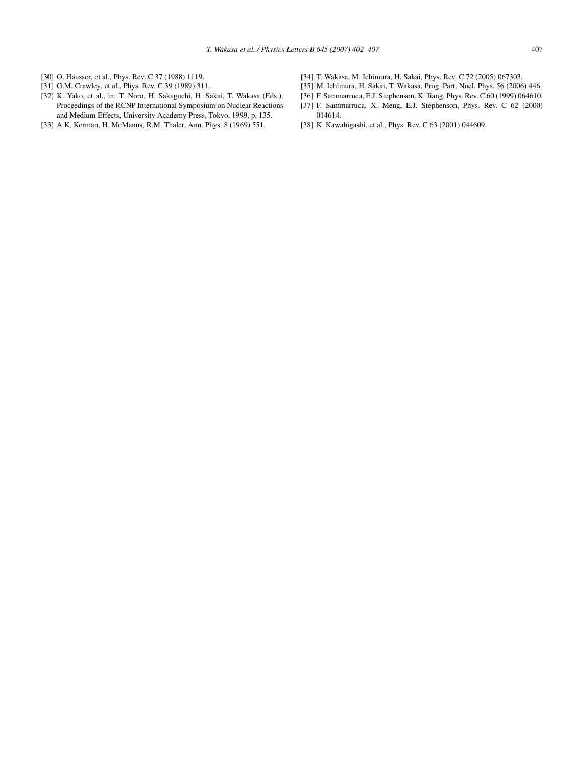[30] O. Häusser, et al., Phys. Rev. C 37 (1988) 1119.
[31] G.M. Crawley, et al., Phys. Rev. C 39 (1989) 311.
[32] K. Yako, et al., in: T. Noro, H. Sakaguchi, H. Sakai, T. Wakasa (Eds.), Proceedings of the RCNP International Symposium on Nuclear Reactions and Medium Effects, University Academy Press, Tokyo, 1999, p. 135.
[33] A.K. Kerman, H. McManus, R.M. Thaler, Ann. Phys. 8 (1969) 551.
[34] T. Wakasa, M. Ichimura, H. Sakai, Phys. Rev. C 72 (2005) 067303.
[35] M. Ichimura, H. Sakai, T. Wakasa, Prog. Part. Nucl. Phys. 56 (2006) 446.
[36] F. Sammarruca, E.J. Stephenson, K. Jiang, Phys. Rev. C 60 (1999) 064610.
[37] F. Sammarruca, X. Meng, E.J. Stephenson, Phys. Rev. C 62 (2000) 014614.
[38] K. Kawahigashi, et al., Phys. Rev. C 63 (2001) 044609.